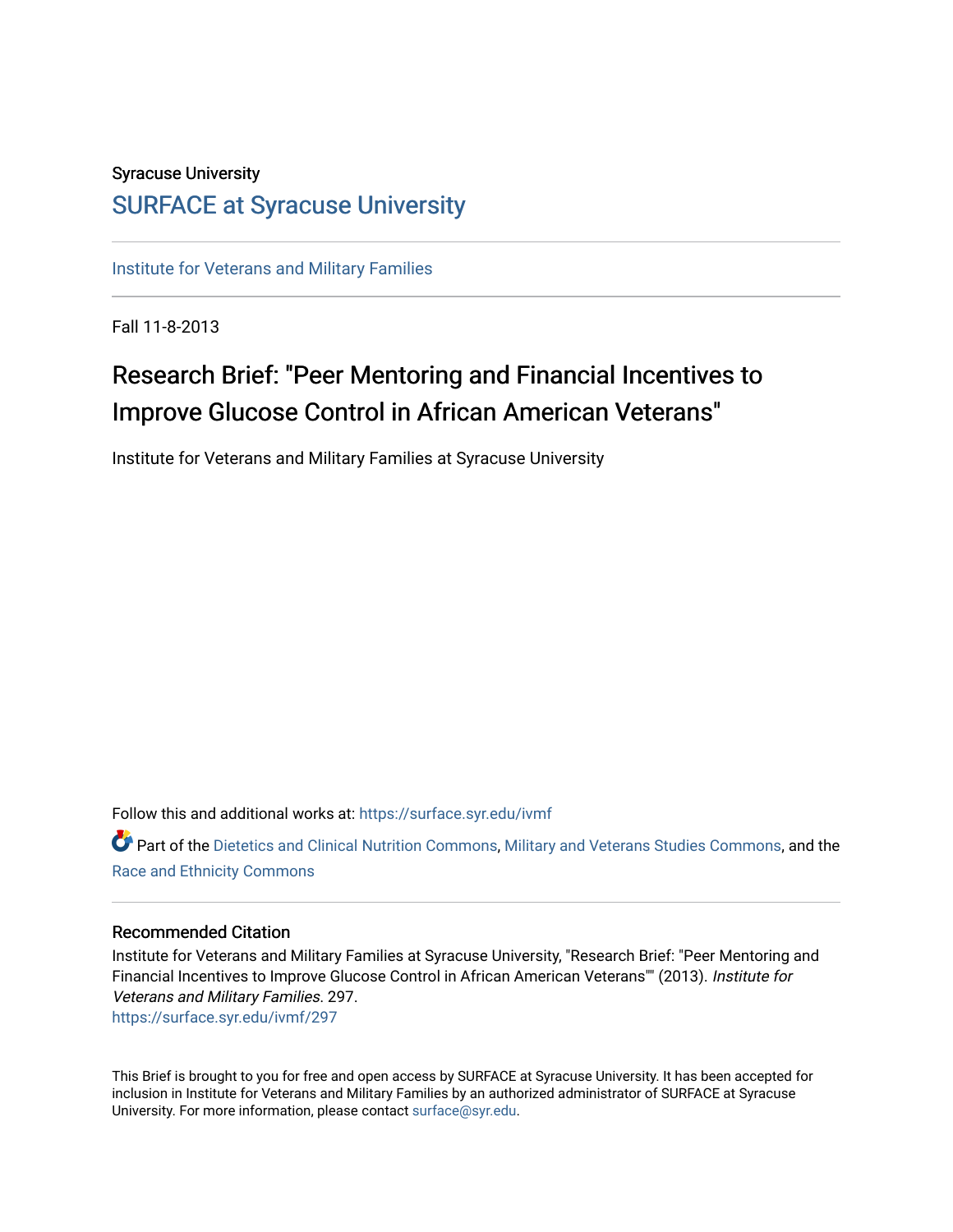Syracuse University

## SURFACE at Syracuse University

Institute for Veterans and Military Families

Fall 11-8-2013

# Research Brief: "Peer Mentoring and Financial Incentives to Improve Glucose Control in African American Veterans"

Institute for Veterans and Military Families at Syracuse University

Follow this and additional works at: https://surface.syr.edu/ivmf

Part of the Dietetics and Clinical Nutrition Commons, Military and Veterans Studies Commons, and the Race and Ethnicity Commons

### Recommended Citation

Institute for Veterans and Military Families at Syracuse University, "Research Brief: "Peer Mentoring and Financial Incentives to Improve Glucose Control in African American Veterans"" (2013). *Institute for Veterans and Military Families*. 297.
https://surface.syr.edu/ivmf/297

This Brief is brought to you for free and open access by SURFACE at Syracuse University. It has been accepted for inclusion in Institute for Veterans and Military Families by an authorized administrator of SURFACE at Syracuse University. For more information, please contact surface@syr.edu.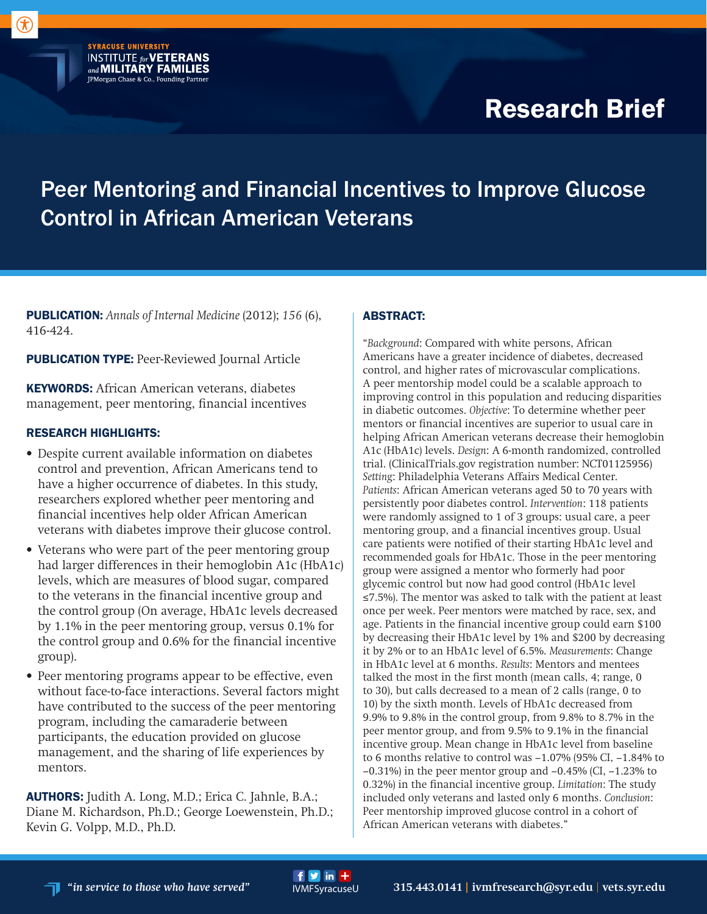# Research Brief

## Peer Mentoring and Financial Incentives to Improve Glucose Control in African American Veterans

**PUBLICATION:** *Annals of Internal Medicine* (2012); *156* (6), 416-424.

**PUBLICATION TYPE:** Peer-Reviewed Journal Article

**KEYWORDS:** African American veterans, diabetes management, peer mentoring, financial incentives

### RESEARCH HIGHLIGHTS:

- Despite current available information on diabetes control and prevention, African Americans tend to have a higher occurrence of diabetes. In this study, researchers explored whether peer mentoring and financial incentives help older African American veterans with diabetes improve their glucose control.
- Veterans who were part of the peer mentoring group had larger differences in their hemoglobin A1c (HbA1c) levels, which are measures of blood sugar, compared to the veterans in the financial incentive group and the control group (On average, HbA1c levels decreased by 1.1% in the peer mentoring group, versus 0.1% for the control group and 0.6% for the financial incentive group).
- Peer mentoring programs appear to be effective, even without face-to-face interactions. Several factors might have contributed to the success of the peer mentoring program, including the camaraderie between participants, the education provided on glucose management, and the sharing of life experiences by mentors.

**AUTHORS:** Judith A. Long, M.D.; Erica C. Jahnle, B.A.; Diane M. Richardson, Ph.D.; George Loewenstein, Ph.D.; Kevin G. Volpp, M.D., Ph.D.

### ABSTRACT:

"*Background*: Compared with white persons, African Americans have a greater incidence of diabetes, decreased control, and higher rates of microvascular complications. A peer mentorship model could be a scalable approach to improving control in this population and reducing disparities in diabetic outcomes. *Objective*: To determine whether peer mentors or financial incentives are superior to usual care in helping African American veterans decrease their hemoglobin A1c (HbA1c) levels. *Design*: A 6-month randomized, controlled trial. (ClinicalTrials.gov registration number: NCT01125956) *Setting*: Philadelphia Veterans Affairs Medical Center. *Patients*: African American veterans aged 50 to 70 years with persistently poor diabetes control. *Intervention*: 118 patients were randomly assigned to 1 of 3 groups: usual care, a peer mentoring group, and a financial incentives group. Usual care patients were notified of their starting HbA1c level and recommended goals for HbA1c. Those in the peer mentoring group were assigned a mentor who formerly had poor glycemic control but now had good control (HbA1c level ≤7.5%). The mentor was asked to talk with the patient at least once per week. Peer mentors were matched by race, sex, and age. Patients in the financial incentive group could earn $100 by decreasing their HbA1c level by 1% and $200 by decreasing it by 2% or to an HbA1c level of 6.5%. *Measurements*: Change in HbA1c level at 6 months. *Results*: Mentors and mentees talked the most in the first month (mean calls, 4; range, 0 to 30), but calls decreased to a mean of 2 calls (range, 0 to 10) by the sixth month. Levels of HbA1c decreased from 9.9% to 9.8% in the control group, from 9.8% to 8.7% in the peer mentor group, and from 9.5% to 9.1% in the financial incentive group. Mean change in HbA1c level from baseline to 6 months relative to control was −1.07% (95% CI, −1.84% to −0.31%) in the peer mentor group and −0.45% (CI, −1.23% to 0.32%) in the financial incentive group. *Limitation*: The study included only veterans and lasted only 6 months. *Conclusion*: Peer mentorship improved glucose control in a cohort of African American veterans with diabetes."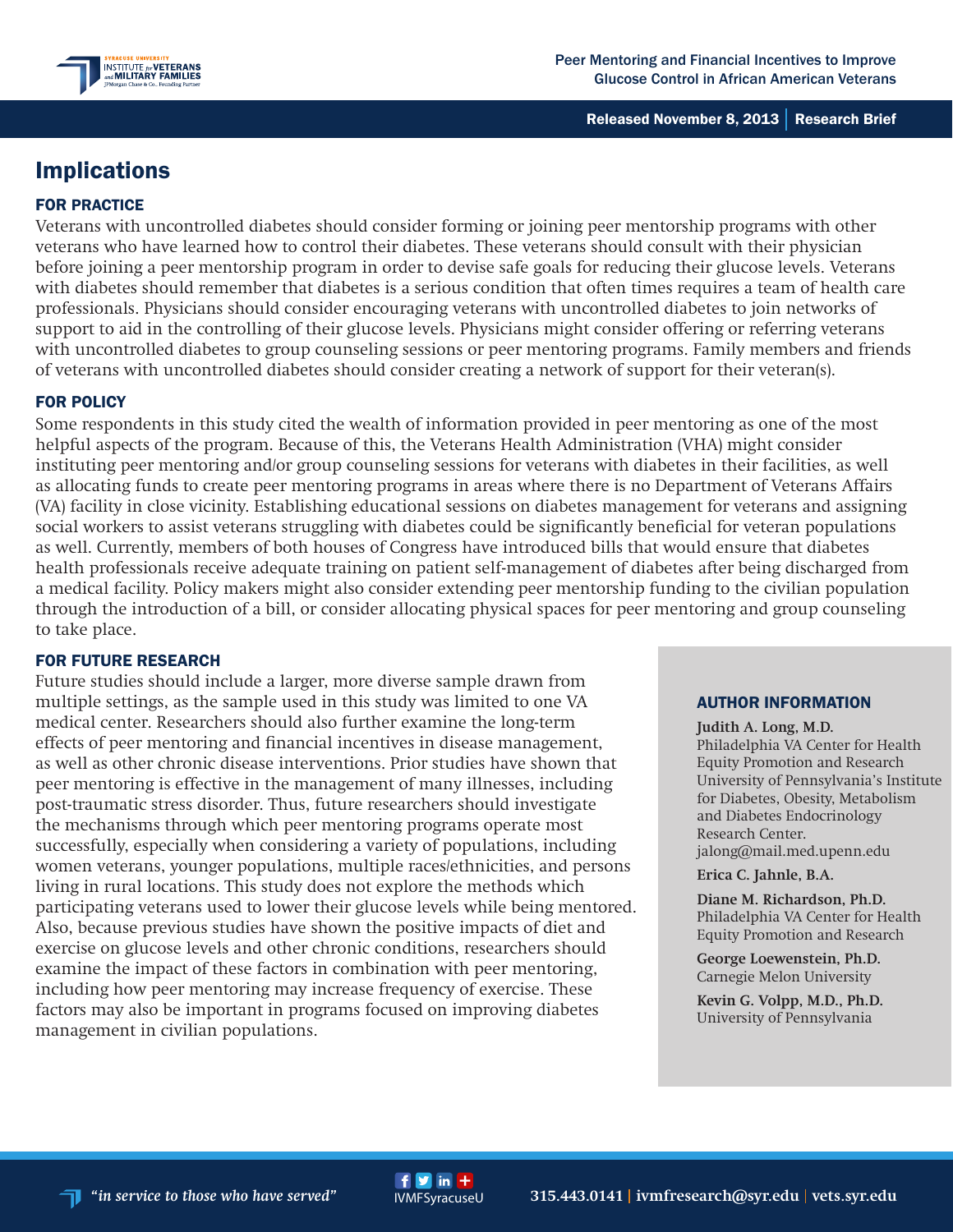## Implications

### FOR PRACTICE

Veterans with uncontrolled diabetes should consider forming or joining peer mentorship programs with other veterans who have learned how to control their diabetes. These veterans should consult with their physician before joining a peer mentorship program in order to devise safe goals for reducing their glucose levels. Veterans with diabetes should remember that diabetes is a serious condition that often times requires a team of health care professionals. Physicians should consider encouraging veterans with uncontrolled diabetes to join networks of support to aid in the controlling of their glucose levels. Physicians might consider offering or referring veterans with uncontrolled diabetes to group counseling sessions or peer mentoring programs. Family members and friends of veterans with uncontrolled diabetes should consider creating a network of support for their veteran(s).

### FOR POLICY

Some respondents in this study cited the wealth of information provided in peer mentoring as one of the most helpful aspects of the program. Because of this, the Veterans Health Administration (VHA) might consider instituting peer mentoring and/or group counseling sessions for veterans with diabetes in their facilities, as well as allocating funds to create peer mentoring programs in areas where there is no Department of Veterans Affairs (VA) facility in close vicinity. Establishing educational sessions on diabetes management for veterans and assigning social workers to assist veterans struggling with diabetes could be significantly beneficial for veteran populations as well. Currently, members of both houses of Congress have introduced bills that would ensure that diabetes health professionals receive adequate training on patient self-management of diabetes after being discharged from a medical facility. Policy makers might also consider extending peer mentorship funding to the civilian population through the introduction of a bill, or consider allocating physical spaces for peer mentoring and group counseling to take place.

### FOR FUTURE RESEARCH

Future studies should include a larger, more diverse sample drawn from multiple settings, as the sample used in this study was limited to one VA medical center. Researchers should also further examine the long-term effects of peer mentoring and financial incentives in disease management, as well as other chronic disease interventions. Prior studies have shown that peer mentoring is effective in the management of many illnesses, including post-traumatic stress disorder. Thus, future researchers should investigate the mechanisms through which peer mentoring programs operate most successfully, especially when considering a variety of populations, including women veterans, younger populations, multiple races/ethnicities, and persons living in rural locations. This study does not explore the methods which participating veterans used to lower their glucose levels while being mentored. Also, because previous studies have shown the positive impacts of diet and exercise on glucose levels and other chronic conditions, researchers should examine the impact of these factors in combination with peer mentoring, including how peer mentoring may increase frequency of exercise. These factors may also be important in programs focused on improving diabetes management in civilian populations.

### AUTHOR INFORMATION

**Judith A. Long, M.D.**
Philadelphia VA Center for Health Equity Promotion and Research
University of Pennsylvania's Institute for Diabetes, Obesity, Metabolism and Diabetes Endocrinology Research Center.
jalong@mail.med.upenn.edu

**Erica C. Jahnle, B.A.**

**Diane M. Richardson, Ph.D.**
Philadelphia VA Center for Health Equity Promotion and Research

**George Loewenstein, Ph.D.**
Carnegie Melon University

**Kevin G. Volpp, M.D., Ph.D.**
University of Pennsylvania